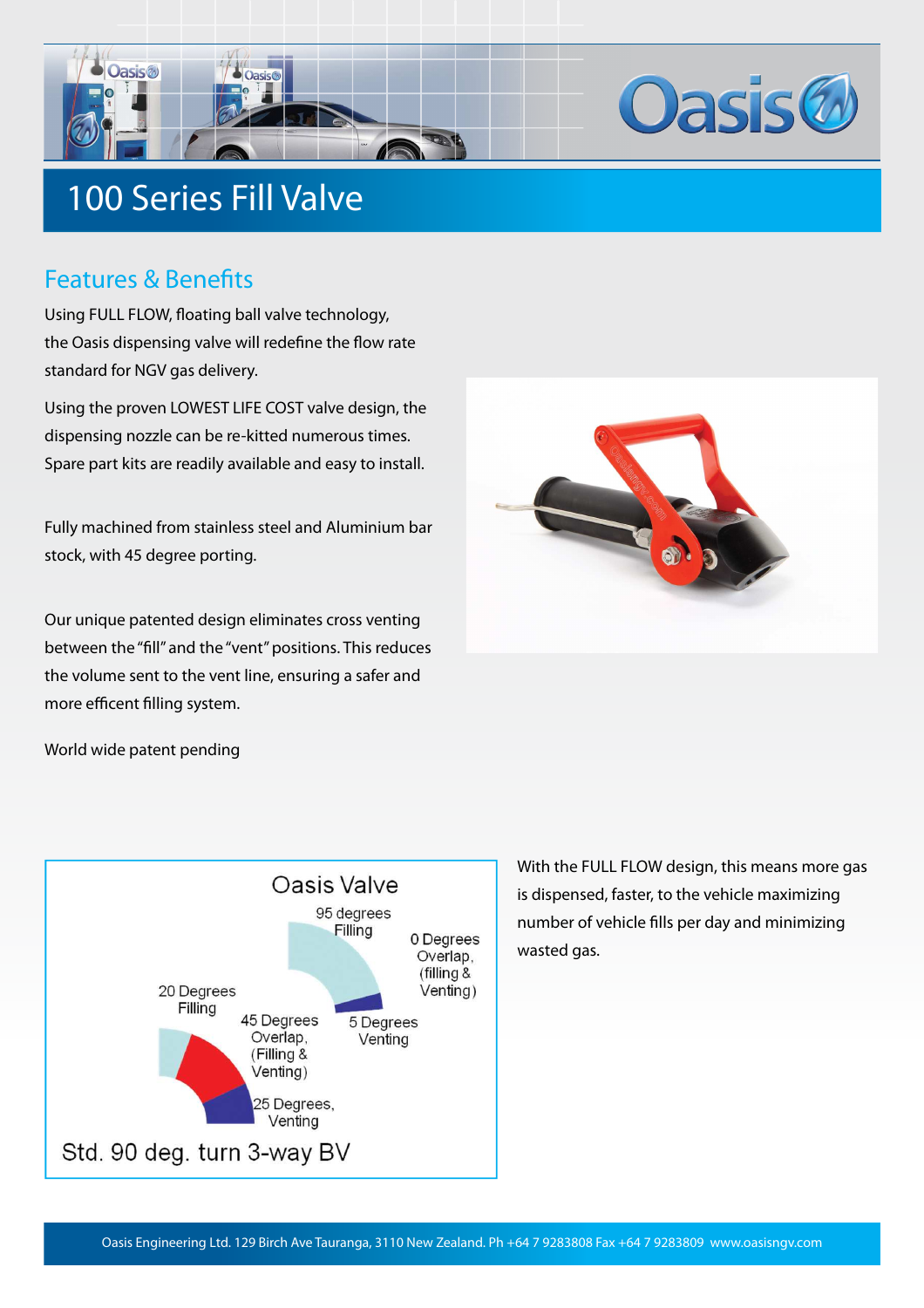# 100 Series Fill Valve

## Features & Benefits

Using FULL FLOW, floating ball valve technology, the Oasis dispensing valve will redefine the flow rate standard for NGV gas delivery.

Using the proven LOWEST LIFE COST valve design, the dispensing nozzle can be re-kitted numerous times. Spare part kits are readily available and easy to install.

Fully machined from stainless steel and Aluminium bar stock, with 45 degree porting.

Our unique patented design eliminates cross venting between the "fill" and the "vent" positions. This reduces the volume sent to the vent line, ensuring a safer and more efficent filling system.

World wide patent pending

Oasis Valve

95 degrees Filling

0 Degrees Overlap, (filling & Venting)

5 Degrees Venting

20 Degrees Filling

45 Degrees Overlap, (Filling & Venting)

25 Degrees, Venting

Std. 90 deg. turn 3-way BV

With the FULL FLOW design, this means more gas is dispensed, faster, to the vehicle maximizing number of vehicle fills per day and minimizing wasted gas.

Oasis Engineering Ltd. 129 Birch Ave Tauranga, 3110 New Zealand. Ph +64 7 9283808 Fax +64 7 9283809 www.oasisngv.com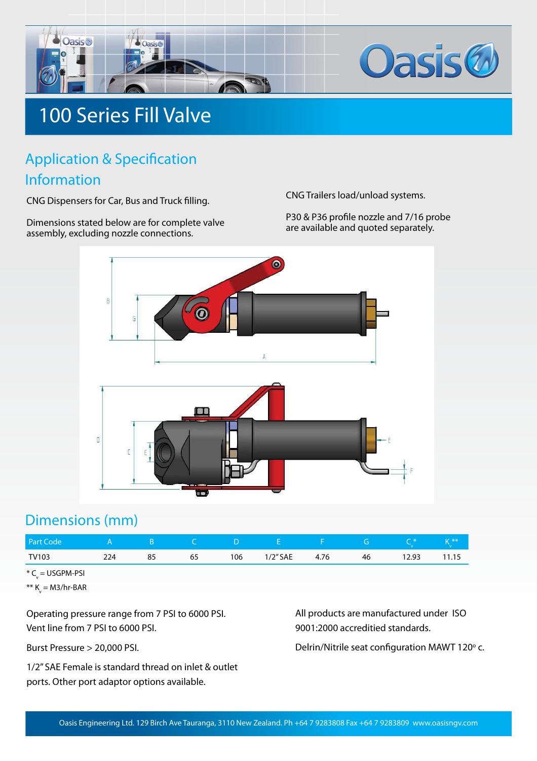# 100 Series Fill Valve

## Application & Specification Information

CNG Dispensers for Car, Bus and Truck filling.

Dimensions stated below are for complete valve assembly, excluding nozzle connections.

CNG Trailers load/unload systems.

P30 & P36 profile nozzle and 7/16 probe are available and quoted separately.

B

G

A

D

C

E

E

F

## Dimensions (mm)

| Part Code | A | B | C | D | E | F | G | $C_v$* | $K_v$** |
|---|---|---|---|---|---|---|---|---|---|
| TV103 | 224 | 85 | 65 | 106 | 1/2" SAE | 4.76 | 46 | 12.93 | 11.15 |

* $C_v$ = USGPM-PSI

** $K_v$ = M3/hr-BAR

Operating pressure range from 7 PSI to 6000 PSI.
Vent line from 7 PSI to 6000 PSI.

Burst Pressure > 20,000 PSI.

1/2" SAE Female is standard thread on inlet & outlet ports. Other port adaptor options available.

All products are manufactured under ISO 9001:2000 accreditied standards.

Delrin/Nitrile seat configuration MAWT 120º c.

Oasis Engineering Ltd. 129 Birch Ave Tauranga, 3110 New Zealand. Ph +64 7 9283808 Fax +64 7 9283809 www.oasisngv.com